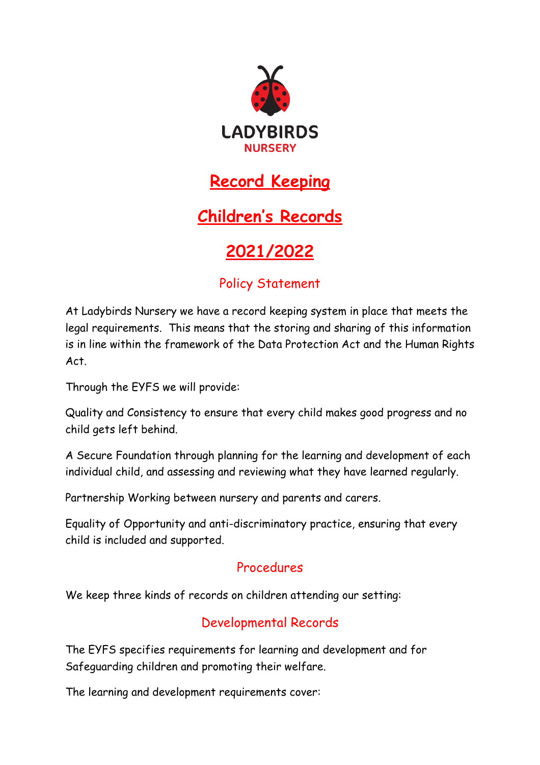LADYBIRDS
NURSERY

# Record Keeping

# Children's Records

# 2021/2022

## Policy Statement

At Ladybirds Nursery we have a record keeping system in place that meets the legal requirements. This means that the storing and sharing of this information is in line within the framework of the Data Protection Act and the Human Rights Act.

Through the EYFS we will provide:

Quality and Consistency to ensure that every child makes good progress and no child gets left behind.

A Secure Foundation through planning for the learning and development of each individual child, and assessing and reviewing what they have learned regularly.

Partnership Working between nursery and parents and carers.

Equality of Opportunity and anti-discriminatory practice, ensuring that every child is included and supported.

## Procedures

We keep three kinds of records on children attending our setting:

## Developmental Records

The EYFS specifies requirements for learning and development and for Safeguarding children and promoting their welfare.

The learning and development requirements cover: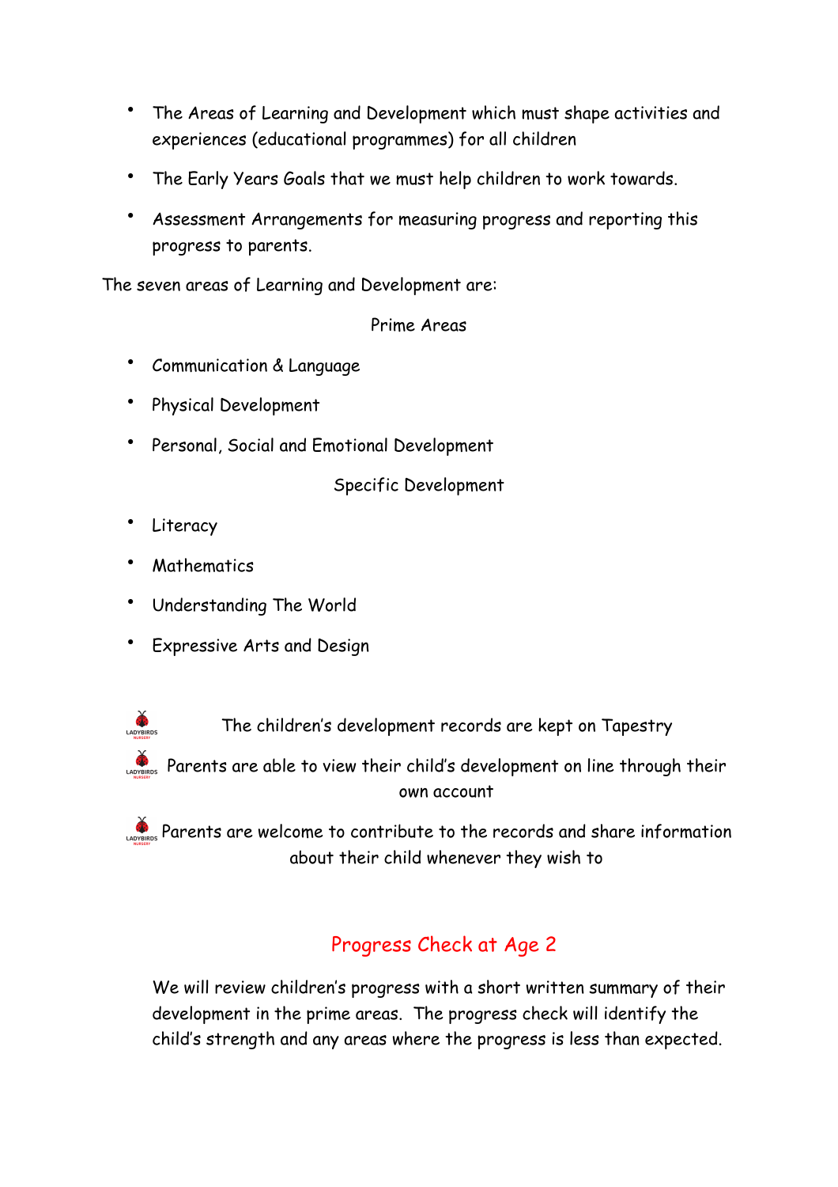- The Areas of Learning and Development which must shape activities and experiences (educational programmes) for all children
- The Early Years Goals that we must help children to work towards.
- Assessment Arrangements for measuring progress and reporting this progress to parents.

The seven areas of Learning and Development are:

Prime Areas

- Communication & Language
- Physical Development
- Personal, Social and Emotional Development

Specific Development

- Literacy
- Mathematics
- Understanding The World
- Expressive Arts and Design

- The children's development records are kept on Tapestry
- Parents are able to view their child's development on line through their own account
- Parents are welcome to contribute to the records and share information about their child whenever they wish to

## Progress Check at Age 2

We will review children's progress with a short written summary of their development in the prime areas. The progress check will identify the child's strength and any areas where the progress is less than expected.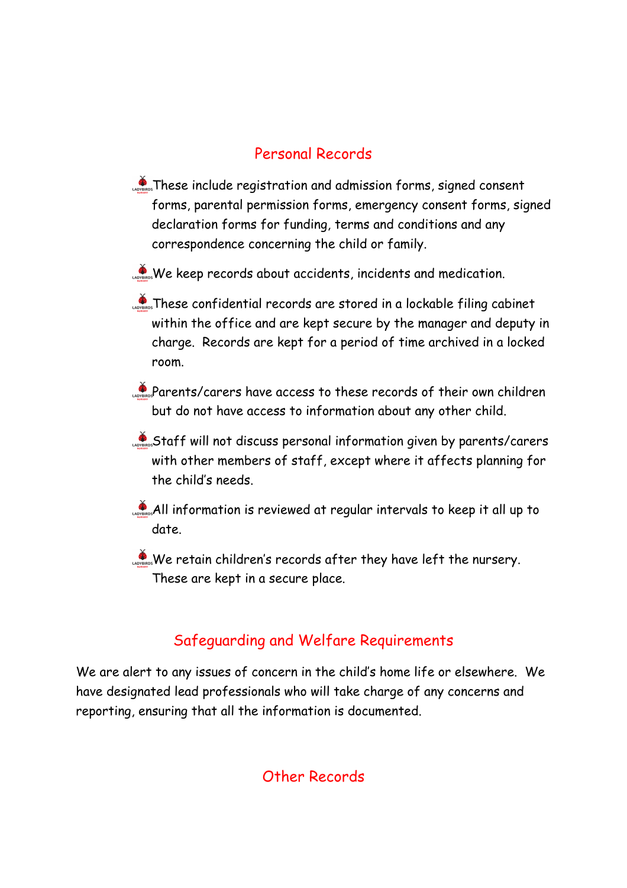## Personal Records

- These include registration and admission forms, signed consent forms, parental permission forms, emergency consent forms, signed declaration forms for funding, terms and conditions and any correspondence concerning the child or family.
- We keep records about accidents, incidents and medication.
- These confidential records are stored in a lockable filing cabinet within the office and are kept secure by the manager and deputy in charge. Records are kept for a period of time archived in a locked room.
- Parents/carers have access to these records of their own children but do not have access to information about any other child.
- Staff will not discuss personal information given by parents/carers with other members of staff, except where it affects planning for the child's needs.
- All information is reviewed at regular intervals to keep it all up to date.
- We retain children's records after they have left the nursery. These are kept in a secure place.

## Safeguarding and Welfare Requirements

We are alert to any issues of concern in the child's home life or elsewhere. We have designated lead professionals who will take charge of any concerns and reporting, ensuring that all the information is documented.

## Other Records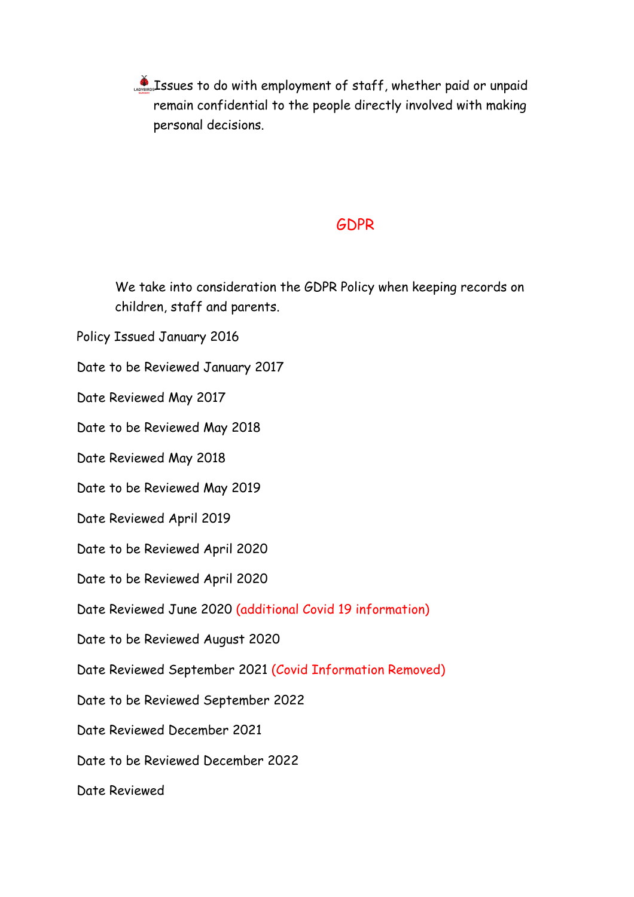- Issues to do with employment of staff, whether paid or unpaid remain confidential to the people directly involved with making personal decisions.

## GDPR

We take into consideration the GDPR Policy when keeping records on children, staff and parents.

Policy Issued January 2016

Date to be Reviewed January 2017

Date Reviewed May 2017

Date to be Reviewed May 2018

Date Reviewed May 2018

Date to be Reviewed May 2019

Date Reviewed April 2019

Date to be Reviewed April 2020

Date to be Reviewed April 2020

Date Reviewed June 2020 (additional Covid 19 information)

Date to be Reviewed August 2020

Date Reviewed September 2021 (Covid Information Removed)

Date to be Reviewed September 2022

Date Reviewed December 2021

Date to be Reviewed December 2022

Date Reviewed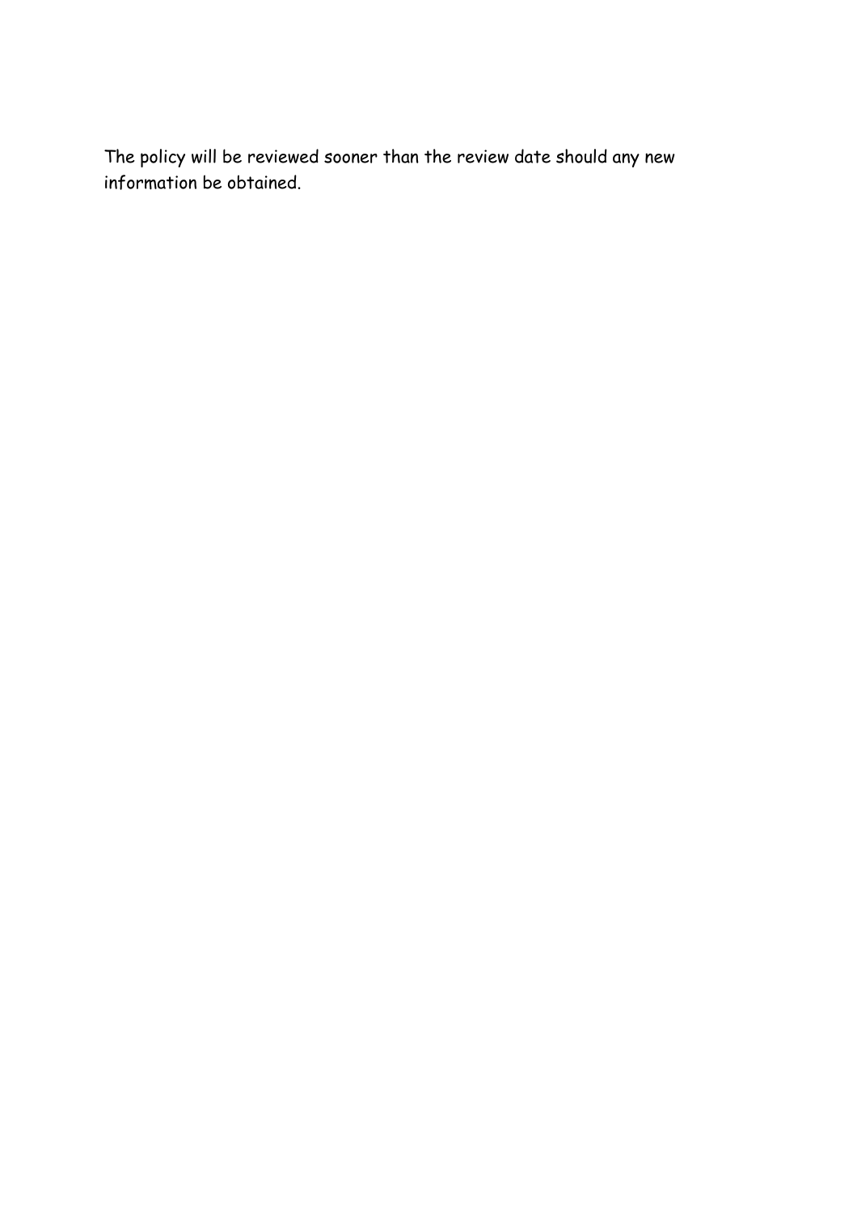The policy will be reviewed sooner than the review date should any new information be obtained.